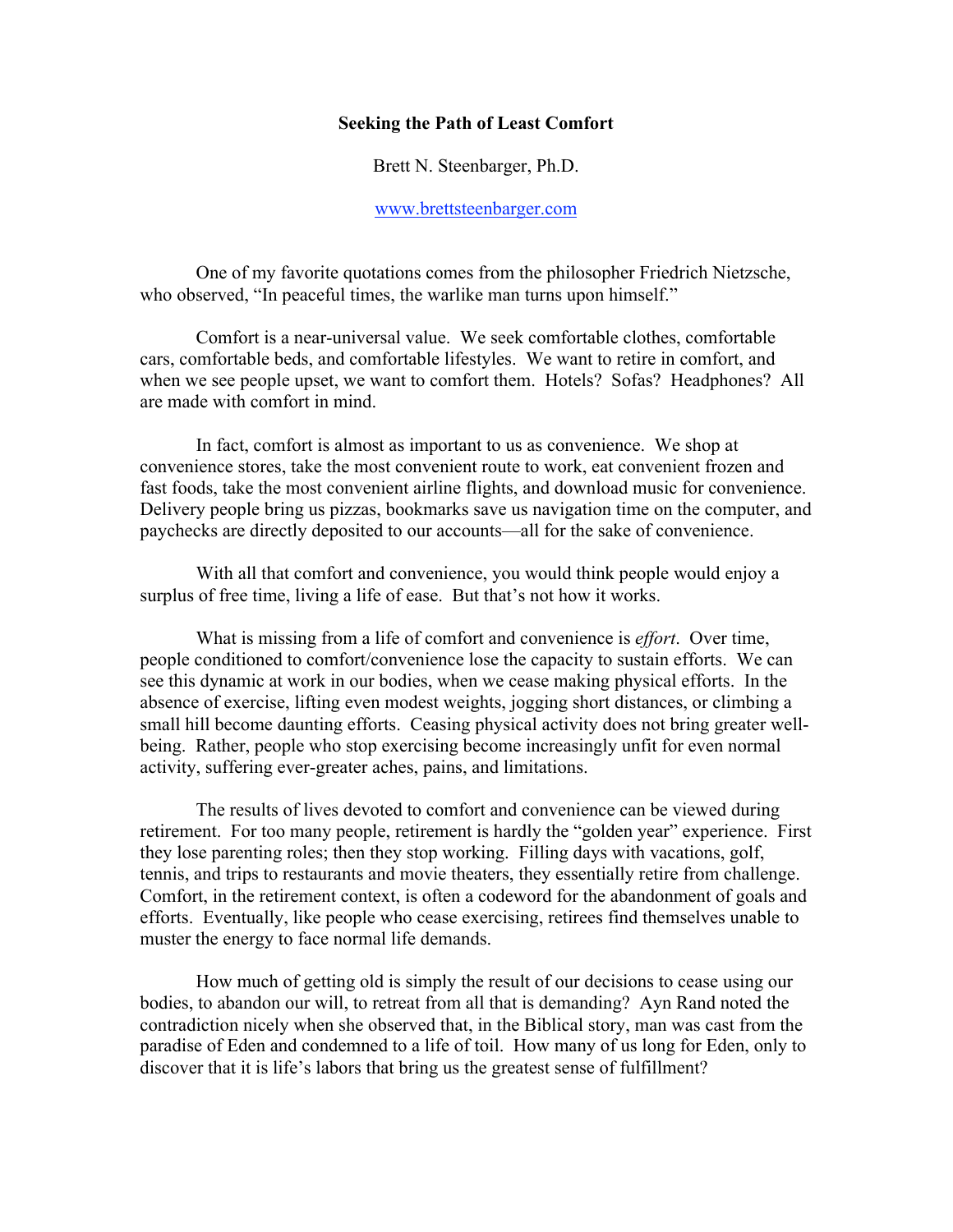# Seeking the Path of Least Comfort

Brett N. Steenbarger, Ph.D.

[www.brettsteenbarger.com](http://www.brettsteenbarger.com)

One of my favorite quotations comes from the philosopher Friedrich Nietzsche, who observed, "In peaceful times, the warlike man turns upon himself."

Comfort is a near-universal value. We seek comfortable clothes, comfortable cars, comfortable beds, and comfortable lifestyles. We want to retire in comfort, and when we see people upset, we want to comfort them. Hotels? Sofas? Headphones? All are made with comfort in mind.

In fact, comfort is almost as important to us as convenience. We shop at convenience stores, take the most convenient route to work, eat convenient frozen and fast foods, take the most convenient airline flights, and download music for convenience. Delivery people bring us pizzas, bookmarks save us navigation time on the computer, and paychecks are directly deposited to our accounts—all for the sake of convenience.

With all that comfort and convenience, you would think people would enjoy a surplus of free time, living a life of ease. But that's not how it works.

What is missing from a life of comfort and convenience is *effort*. Over time, people conditioned to comfort/convenience lose the capacity to sustain efforts. We can see this dynamic at work in our bodies, when we cease making physical efforts. In the absence of exercise, lifting even modest weights, jogging short distances, or climbing a small hill become daunting efforts. Ceasing physical activity does not bring greater well-being. Rather, people who stop exercising become increasingly unfit for even normal activity, suffering ever-greater aches, pains, and limitations.

The results of lives devoted to comfort and convenience can be viewed during retirement. For too many people, retirement is hardly the "golden year" experience. First they lose parenting roles; then they stop working. Filling days with vacations, golf, tennis, and trips to restaurants and movie theaters, they essentially retire from challenge. Comfort, in the retirement context, is often a codeword for the abandonment of goals and efforts. Eventually, like people who cease exercising, retirees find themselves unable to muster the energy to face normal life demands.

How much of getting old is simply the result of our decisions to cease using our bodies, to abandon our will, to retreat from all that is demanding? Ayn Rand noted the contradiction nicely when she observed that, in the Biblical story, man was cast from the paradise of Eden and condemned to a life of toil. How many of us long for Eden, only to discover that it is life's labors that bring us the greatest sense of fulfillment?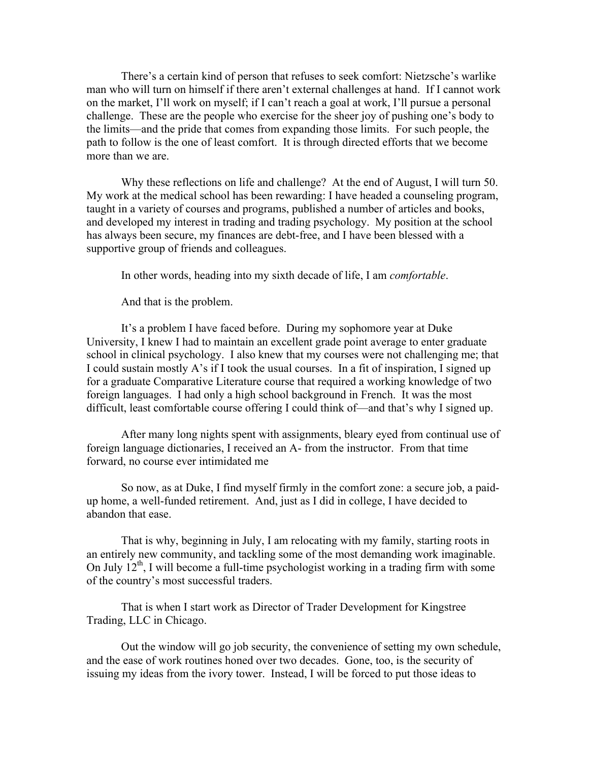There's a certain kind of person that refuses to seek comfort: Nietzsche's warlike man who will turn on himself if there aren't external challenges at hand. If I cannot work on the market, I'll work on myself; if I can't reach a goal at work, I'll pursue a personal challenge. These are the people who exercise for the sheer joy of pushing one's body to the limits—and the pride that comes from expanding those limits. For such people, the path to follow is the one of least comfort. It is through directed efforts that we become more than we are.

Why these reflections on life and challenge? At the end of August, I will turn 50. My work at the medical school has been rewarding: I have headed a counseling program, taught in a variety of courses and programs, published a number of articles and books, and developed my interest in trading and trading psychology. My position at the school has always been secure, my finances are debt-free, and I have been blessed with a supportive group of friends and colleagues.

In other words, heading into my sixth decade of life, I am *comfortable*.

And that is the problem.

It's a problem I have faced before. During my sophomore year at Duke University, I knew I had to maintain an excellent grade point average to enter graduate school in clinical psychology. I also knew that my courses were not challenging me; that I could sustain mostly A's if I took the usual courses. In a fit of inspiration, I signed up for a graduate Comparative Literature course that required a working knowledge of two foreign languages. I had only a high school background in French. It was the most difficult, least comfortable course offering I could think of—and that's why I signed up.

After many long nights spent with assignments, bleary eyed from continual use of foreign language dictionaries, I received an A- from the instructor. From that time forward, no course ever intimidated me

So now, as at Duke, I find myself firmly in the comfort zone: a secure job, a paid-up home, a well-funded retirement. And, just as I did in college, I have decided to abandon that ease.

That is why, beginning in July, I am relocating with my family, starting roots in an entirely new community, and tackling some of the most demanding work imaginable. On July 12th, I will become a full-time psychologist working in a trading firm with some of the country's most successful traders.

That is when I start work as Director of Trader Development for Kingstree Trading, LLC in Chicago.

Out the window will go job security, the convenience of setting my own schedule, and the ease of work routines honed over two decades. Gone, too, is the security of issuing my ideas from the ivory tower. Instead, I will be forced to put those ideas to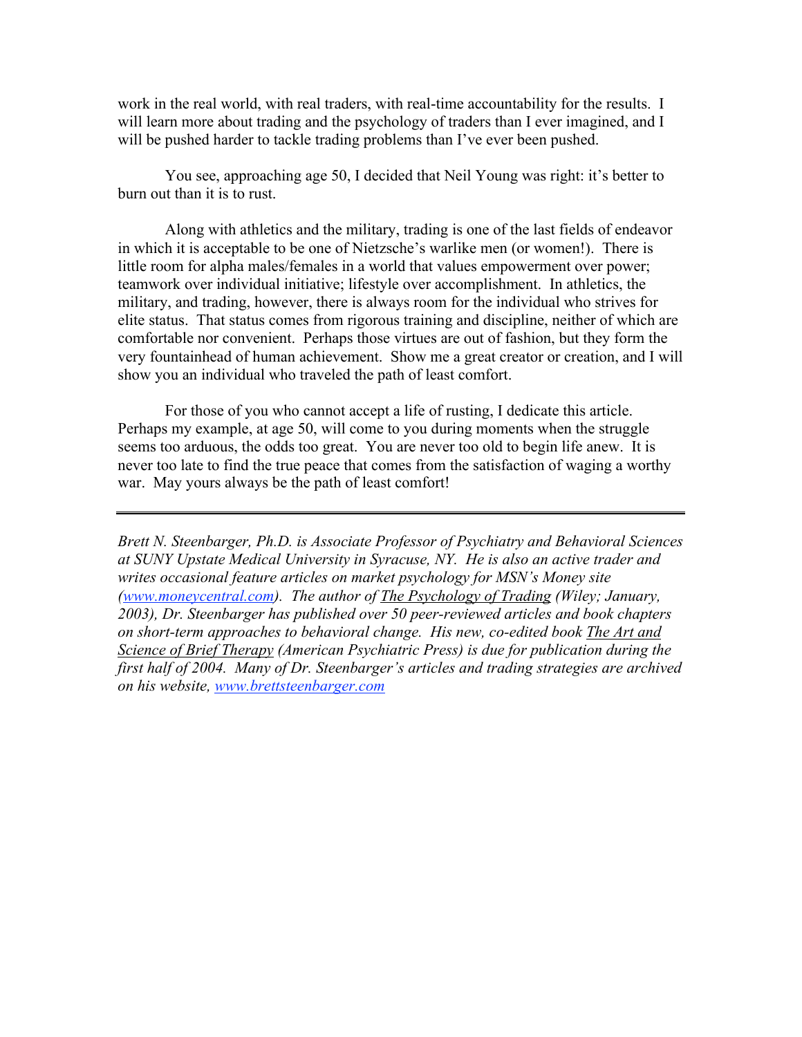work in the real world, with real traders, with real-time accountability for the results. I will learn more about trading and the psychology of traders than I ever imagined, and I will be pushed harder to tackle trading problems than I've ever been pushed.

You see, approaching age 50, I decided that Neil Young was right: it's better to burn out than it is to rust.

Along with athletics and the military, trading is one of the last fields of endeavor in which it is acceptable to be one of Nietzsche's warlike men (or women!). There is little room for alpha males/females in a world that values empowerment over power; teamwork over individual initiative; lifestyle over accomplishment. In athletics, the military, and trading, however, there is always room for the individual who strives for elite status. That status comes from rigorous training and discipline, neither of which are comfortable nor convenient. Perhaps those virtues are out of fashion, but they form the very fountainhead of human achievement. Show me a great creator or creation, and I will show you an individual who traveled the path of least comfort.

For those of you who cannot accept a life of rusting, I dedicate this article. Perhaps my example, at age 50, will come to you during moments when the struggle seems too arduous, the odds too great. You are never too old to begin life anew. It is never too late to find the true peace that comes from the satisfaction of waging a worthy war. May yours always be the path of least comfort!

---

*Brett N. Steenbarger, Ph.D. is Associate Professor of Psychiatry and Behavioral Sciences at SUNY Upstate Medical University in Syracuse, NY. He is also an active trader and writes occasional feature articles on market psychology for MSN's Money site ([www.moneycentral.com](http://www.moneycentral.com)). The author of The Psychology of Trading (Wiley; January, 2003), Dr. Steenbarger has published over 50 peer-reviewed articles and book chapters on short-term approaches to behavioral change. His new, co-edited book The Art and Science of Brief Therapy (American Psychiatric Press) is due for publication during the first half of 2004. Many of Dr. Steenbarger's articles and trading strategies are archived on his website, [www.brettsteenbarger.com](http://www.brettsteenbarger.com)*